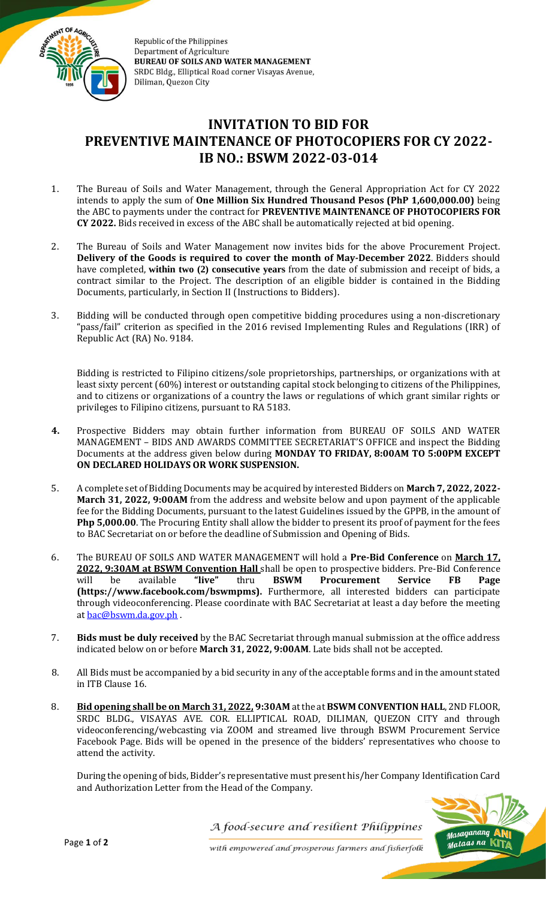Republic of the Philippines
Department of Agriculture
**BUREAU OF SOILS AND WATER MANAGEMENT**
SRDC Bldg., Elliptical Road corner Visayas Avenue,
Diliman, Quezon City

# INVITATION TO BID FOR PREVENTIVE MAINTENANCE OF PHOTOCOPIERS FOR CY 2022- IB NO.: BSWM 2022-03-014

1. The Bureau of Soils and Water Management, through the General Appropriation Act for CY 2022 intends to apply the sum of **One Million Six Hundred Thousand Pesos (PhP 1,600,000.00)** being the ABC to payments under the contract for **PREVENTIVE MAINTENANCE OF PHOTOCOPIERS FOR CY 2022.** Bids received in excess of the ABC shall be automatically rejected at bid opening.

2. The Bureau of Soils and Water Management now invites bids for the above Procurement Project. **Delivery of the Goods is required to cover the month of May-December 2022**. Bidders should have completed, **within two (2) consecutive years** from the date of submission and receipt of bids, a contract similar to the Project. The description of an eligible bidder is contained in the Bidding Documents, particularly, in Section II (Instructions to Bidders).

3. Bidding will be conducted through open competitive bidding procedures using a non-discretionary "pass/fail" criterion as specified in the 2016 revised Implementing Rules and Regulations (IRR) of Republic Act (RA) No. 9184.

   Bidding is restricted to Filipino citizens/sole proprietorships, partnerships, or organizations with at least sixty percent (60%) interest or outstanding capital stock belonging to citizens of the Philippines, and to citizens or organizations of a country the laws or regulations of which grant similar rights or privileges to Filipino citizens, pursuant to RA 5183.

**4.** Prospective Bidders may obtain further information from BUREAU OF SOILS AND WATER MANAGEMENT – BIDS AND AWARDS COMMITTEE SECRETARIAT'S OFFICE and inspect the Bidding Documents at the address given below during **MONDAY TO FRIDAY, 8:00AM TO 5:00PM EXCEPT ON DECLARED HOLIDAYS OR WORK SUSPENSION.**

5. A complete set of Bidding Documents may be acquired by interested Bidders on **March 7, 2022, 2022- March 31, 2022, 9:00AM** from the address and website below and upon payment of the applicable fee for the Bidding Documents, pursuant to the latest Guidelines issued by the GPPB, in the amount of **Php 5,000.00**. The Procuring Entity shall allow the bidder to present its proof of payment for the fees to BAC Secretariat on or before the deadline of Submission and Opening of Bids.

6. The BUREAU OF SOILS AND WATER MANAGEMENT will hold a **Pre-Bid Conference** on **March 17, 2022, 9:30AM at BSWM Convention Hall** shall be open to prospective bidders. Pre-Bid Conference will be available **"live"** thru **BSWM Procurement Service FB Page (https://www.facebook.com/bswmpms).** Furthermore, all interested bidders can participate through videoconferencing. Please coordinate with BAC Secretariat at least a day before the meeting at bac@bswm.da.gov.ph .

7. **Bids must be duly received** by the BAC Secretariat through manual submission at the office address indicated below on or before **March 31, 2022, 9:00AM**. Late bids shall not be accepted.

8. All Bids must be accompanied by a bid security in any of the acceptable forms and in the amount stated in ITB Clause 16.

8. **Bid opening shall be on March 31, 2022, 9:30AM** at the at **BSWM CONVENTION HALL**, 2ND FLOOR, SRDC BLDG., VISAYAS AVE. COR. ELLIPTICAL ROAD, DILIMAN, QUEZON CITY and through videoconferencing/webcasting via ZOOM and streamed live through BSWM Procurement Service Facebook Page. Bids will be opened in the presence of the bidders' representatives who choose to attend the activity.

   During the opening of bids, Bidder's representative must present his/her Company Identification Card and Authorization Letter from the Head of the Company.

*A food-secure and resilient Philippines*
*with empowered and prosperous farmers and fisherfolk*

Masaganang ANI Mataas na KITA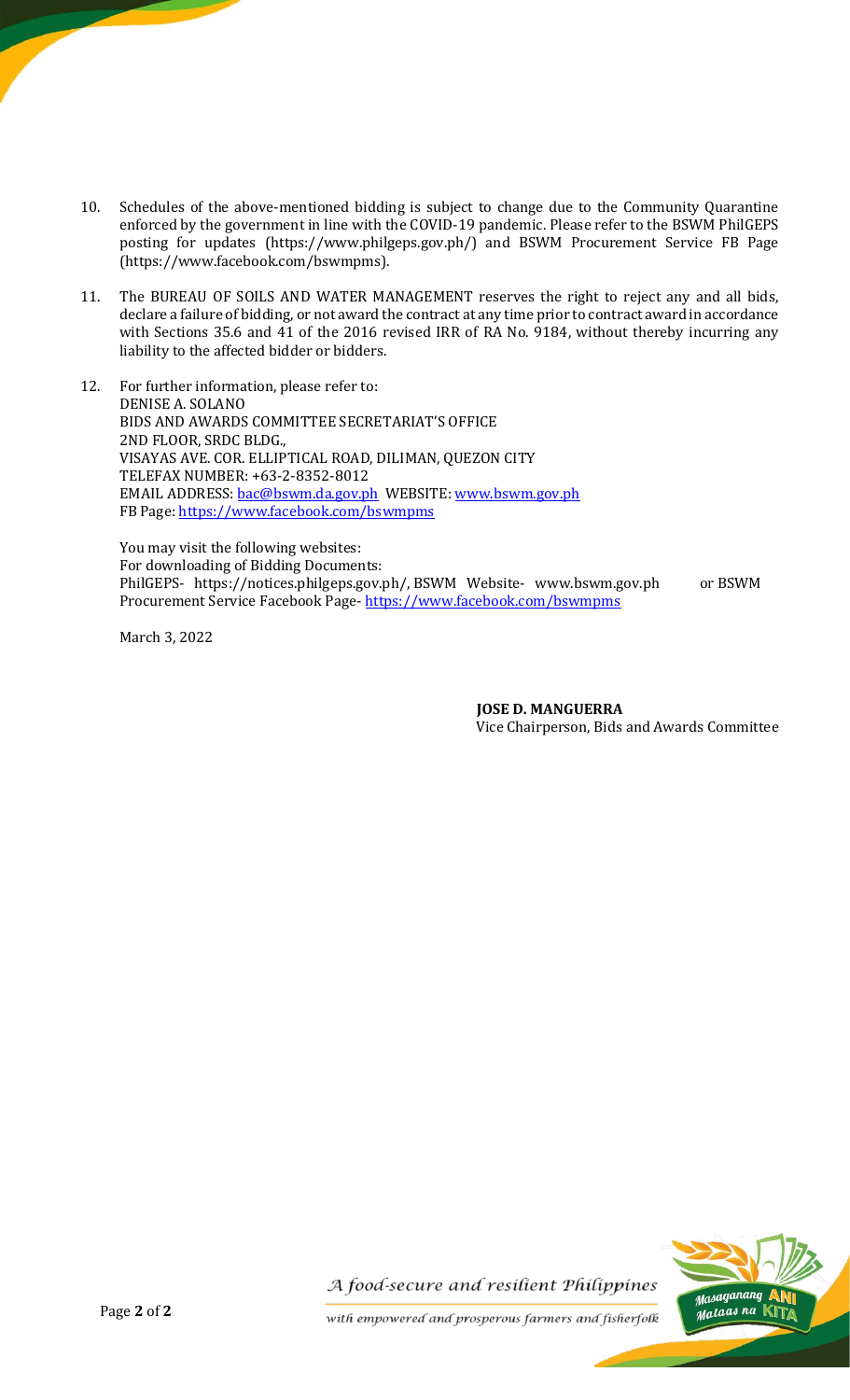10. Schedules of the above-mentioned bidding is subject to change due to the Community Quarantine enforced by the government in line with the COVID-19 pandemic. Please refer to the BSWM PhilGEPS posting for updates (https://www.philgeps.gov.ph/) and BSWM Procurement Service FB Page (https://www.facebook.com/bswmpms).

11. The BUREAU OF SOILS AND WATER MANAGEMENT reserves the right to reject any and all bids, declare a failure of bidding, or not award the contract at any time prior to contract award in accordance with Sections 35.6 and 41 of the 2016 revised IRR of RA No. 9184, without thereby incurring any liability to the affected bidder or bidders.

12. For further information, please refer to:
    DENISE A. SOLANO
    BIDS AND AWARDS COMMITTEE SECRETARIAT'S OFFICE
    2ND FLOOR, SRDC BLDG.,
    VISAYAS AVE. COR. ELLIPTICAL ROAD, DILIMAN, QUEZON CITY
    TELEFAX NUMBER: +63-2-8352-8012
    EMAIL ADDRESS: bac@bswm.da.gov.ph WEBSITE: www.bswm.gov.ph
    FB Page: https://www.facebook.com/bswmpms

    You may visit the following websites:
    For downloading of Bidding Documents:
    PhilGEPS- https://notices.philgeps.gov.ph/, BSWM Website- www.bswm.gov.ph or BSWM Procurement Service Facebook Page- https://www.facebook.com/bswmpms

    March 3, 2022

**JOSE D. MANGUERRA**
Vice Chairperson, Bids and Awards Committee

*A food-secure and resilient Philippines*
*with empowered and prosperous farmers and fisherfolk*

Masaganang ANI Mataas na KITA